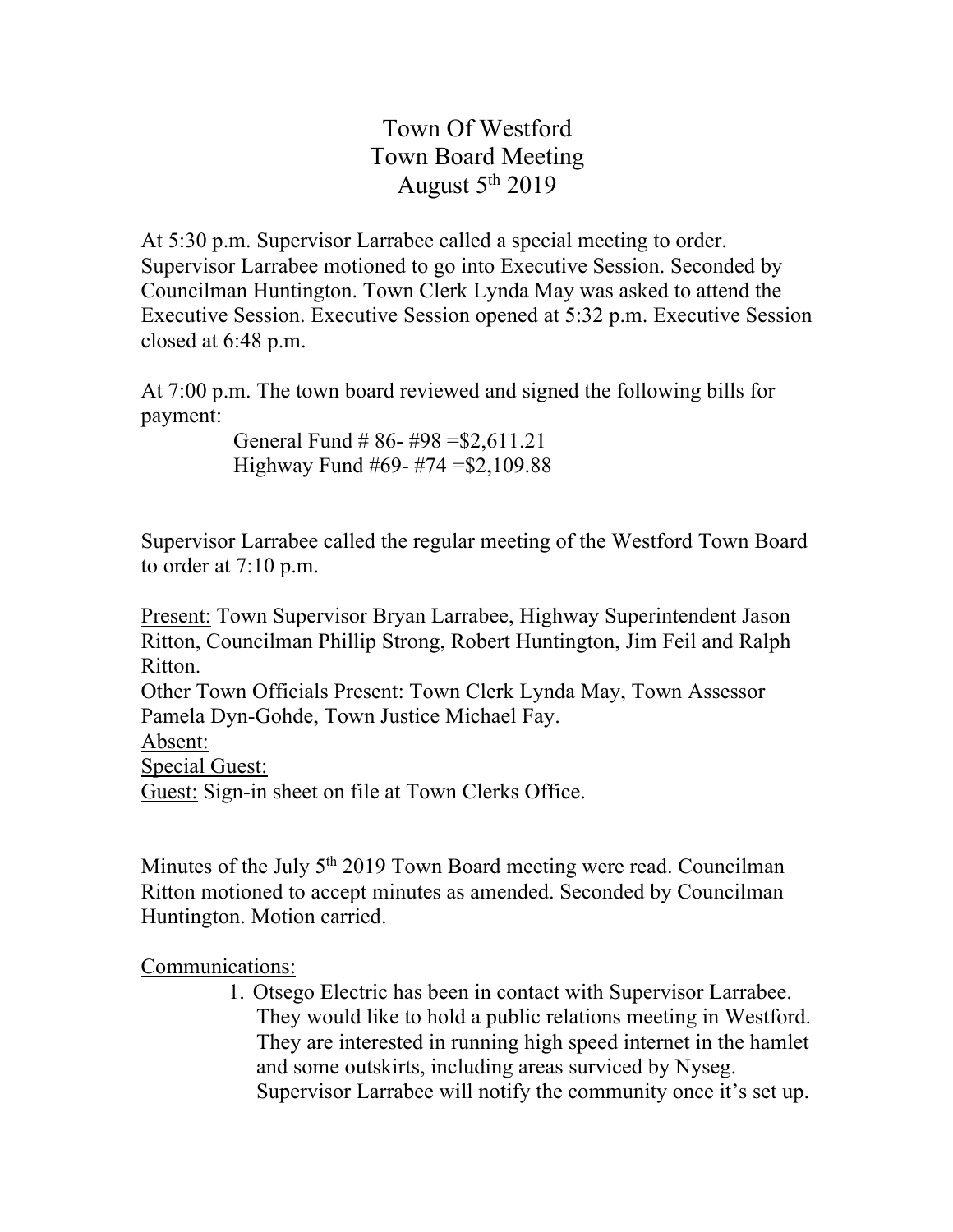# Town Of Westford
# Town Board Meeting
# August 5th 2019

At 5:30 p.m. Supervisor Larrabee called a special meeting to order. Supervisor Larrabee motioned to go into Executive Session. Seconded by Councilman Huntington. Town Clerk Lynda May was asked to attend the Executive Session. Executive Session opened at 5:32 p.m. Executive Session closed at 6:48 p.m.

At 7:00 p.m. The town board reviewed and signed the following bills for payment:

General Fund # 86- #98 =$2,611.21
Highway Fund #69- #74 =$2,109.88

Supervisor Larrabee called the regular meeting of the Westford Town Board to order at 7:10 p.m.

<u>Present:</u> Town Supervisor Bryan Larrabee, Highway Superintendent Jason Ritton, Councilman Phillip Strong, Robert Huntington, Jim Feil and Ralph Ritton.
<u>Other Town Officials Present:</u> Town Clerk Lynda May, Town Assessor Pamela Dyn-Gohde, Town Justice Michael Fay.
<u>Absent:</u>
<u>Special Guest:</u>
<u>Guest:</u> Sign-in sheet on file at Town Clerks Office.

Minutes of the July 5th 2019 Town Board meeting were read. Councilman Ritton motioned to accept minutes as amended. Seconded by Councilman Huntington. Motion carried.

<u>Communications:</u>

1. Otsego Electric has been in contact with Supervisor Larrabee. They would like to hold a public relations meeting in Westford. They are interested in running high speed internet in the hamlet and some outskirts, including areas surviced by Nyseg. Supervisor Larrabee will notify the community once it's set up.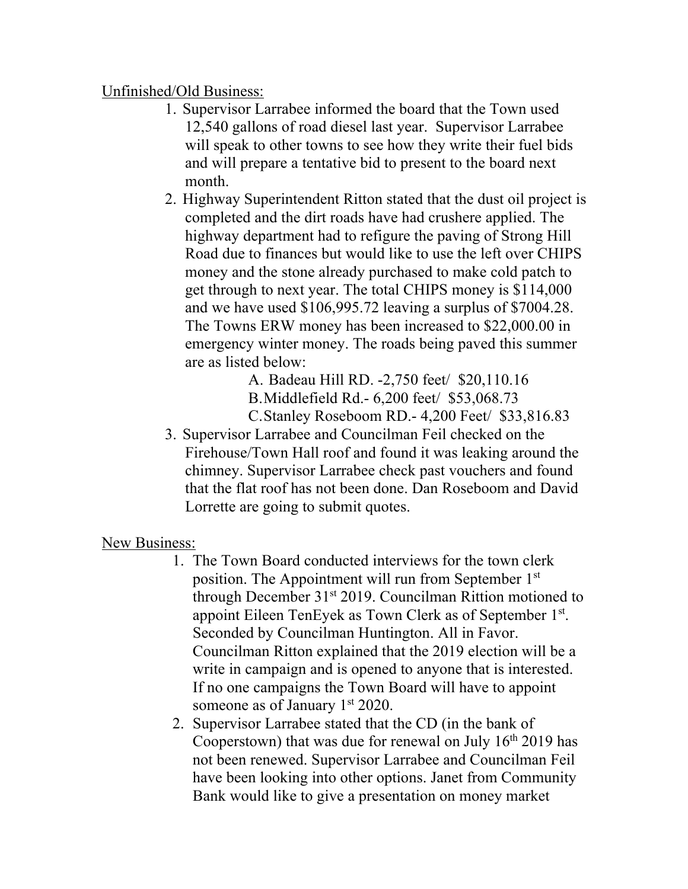Unfinished/Old Business:

1. Supervisor Larrabee informed the board that the Town used 12,540 gallons of road diesel last year. Supervisor Larrabee will speak to other towns to see how they write their fuel bids and will prepare a tentative bid to present to the board next month.
2. Highway Superintendent Ritton stated that the dust oil project is completed and the dirt roads have had crushere applied. The highway department had to refigure the paving of Strong Hill Road due to finances but would like to use the left over CHIPS money and the stone already purchased to make cold patch to get through to next year. The total CHIPS money is $114,000 and we have used $106,995.72 leaving a surplus of $7004.28. The Towns ERW money has been increased to $22,000.00 in emergency winter money. The roads being paved this summer are as listed below:
   - A. Badeau Hill RD. -2,750 feet/ $20,110.16
   - B. Middlefield Rd.- 6,200 feet/ $53,068.73
   - C. Stanley Roseboom RD.- 4,200 Feet/ $33,816.83
3. Supervisor Larrabee and Councilman Feil checked on the Firehouse/Town Hall roof and found it was leaking around the chimney. Supervisor Larrabee check past vouchers and found that the flat roof has not been done. Dan Roseboom and David Lorrette are going to submit quotes.

New Business:

1. The Town Board conducted interviews for the town clerk position. The Appointment will run from September 1st through December 31st 2019. Councilman Rittion motioned to appoint Eileen TenEyek as Town Clerk as of September 1st. Seconded by Councilman Huntington. All in Favor. Councilman Ritton explained that the 2019 election will be a write in campaign and is opened to anyone that is interested. If no one campaigns the Town Board will have to appoint someone as of January 1st 2020.
2. Supervisor Larrabee stated that the CD (in the bank of Cooperstown) that was due for renewal on July 16th 2019 has not been renewed. Supervisor Larrabee and Councilman Feil have been looking into other options. Janet from Community Bank would like to give a presentation on money market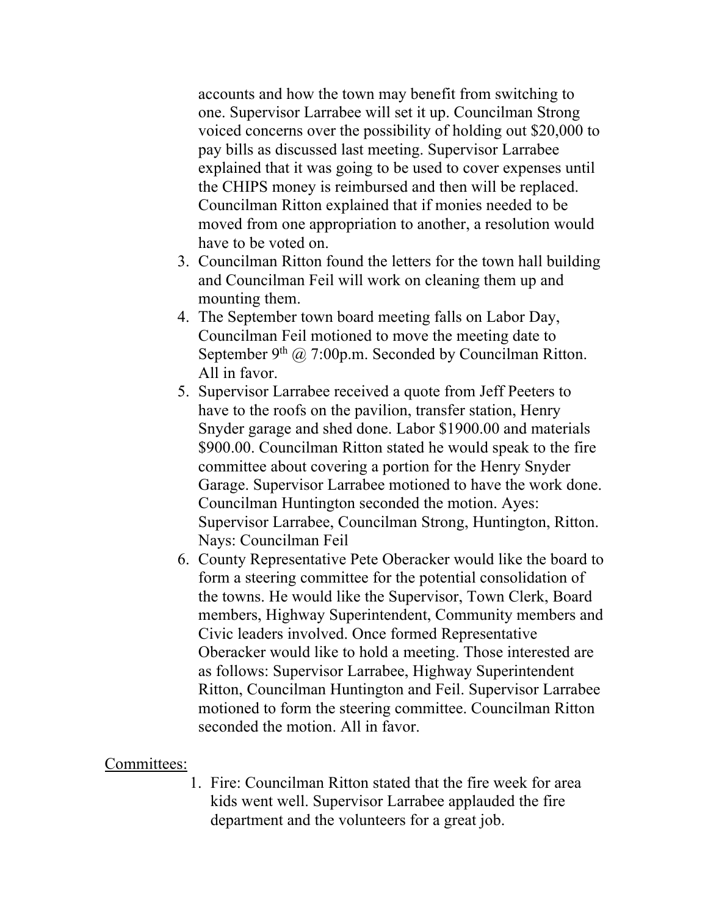accounts and how the town may benefit from switching to one. Supervisor Larrabee will set it up. Councilman Strong voiced concerns over the possibility of holding out $20,000 to pay bills as discussed last meeting. Supervisor Larrabee explained that it was going to be used to cover expenses until the CHIPS money is reimbursed and then will be replaced. Councilman Ritton explained that if monies needed to be moved from one appropriation to another, a resolution would have to be voted on.

3. Councilman Ritton found the letters for the town hall building and Councilman Feil will work on cleaning them up and mounting them.
4. The September town board meeting falls on Labor Day, Councilman Feil motioned to move the meeting date to September 9th @ 7:00p.m. Seconded by Councilman Ritton. All in favor.
5. Supervisor Larrabee received a quote from Jeff Peeters to have to the roofs on the pavilion, transfer station, Henry Snyder garage and shed done. Labor $1900.00 and materials $900.00. Councilman Ritton stated he would speak to the fire committee about covering a portion for the Henry Snyder Garage. Supervisor Larrabee motioned to have the work done. Councilman Huntington seconded the motion. Ayes: Supervisor Larrabee, Councilman Strong, Huntington, Ritton. Nays: Councilman Feil
6. County Representative Pete Oberacker would like the board to form a steering committee for the potential consolidation of the towns. He would like the Supervisor, Town Clerk, Board members, Highway Superintendent, Community members and Civic leaders involved. Once formed Representative Oberacker would like to hold a meeting. Those interested are as follows: Supervisor Larrabee, Highway Superintendent Ritton, Councilman Huntington and Feil. Supervisor Larrabee motioned to form the steering committee. Councilman Ritton seconded the motion. All in favor.

<u>Committees:</u>

1. Fire: Councilman Ritton stated that the fire week for area kids went well. Supervisor Larrabee applauded the fire department and the volunteers for a great job.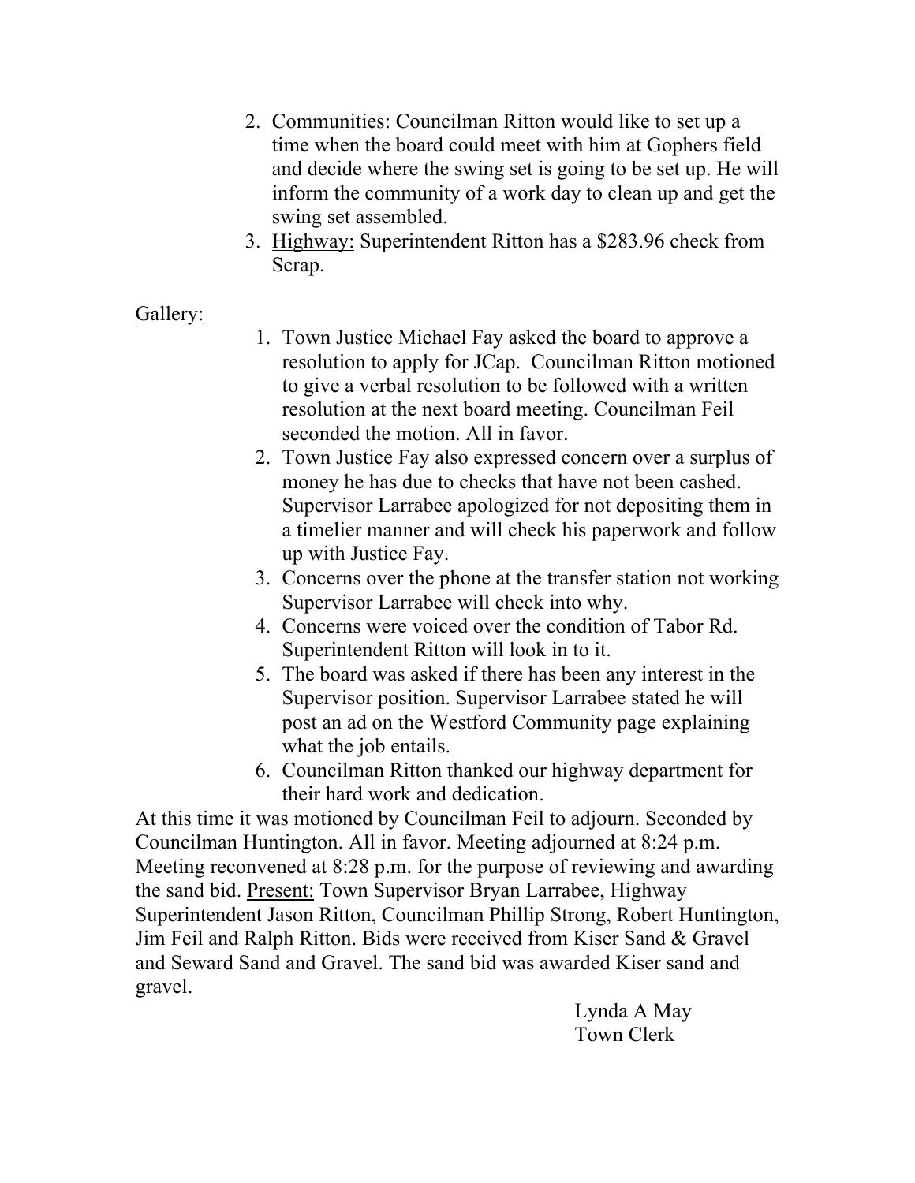2. Communities: Councilman Ritton would like to set up a time when the board could meet with him at Gophers field and decide where the swing set is going to be set up. He will inform the community of a work day to clean up and get the swing set assembled.
3. Highway: Superintendent Ritton has a $283.96 check from Scrap.

Gallery:

1. Town Justice Michael Fay asked the board to approve a resolution to apply for JCap. Councilman Ritton motioned to give a verbal resolution to be followed with a written resolution at the next board meeting. Councilman Feil seconded the motion. All in favor.
2. Town Justice Fay also expressed concern over a surplus of money he has due to checks that have not been cashed. Supervisor Larrabee apologized for not depositing them in a timelier manner and will check his paperwork and follow up with Justice Fay.
3. Concerns over the phone at the transfer station not working Supervisor Larrabee will check into why.
4. Concerns were voiced over the condition of Tabor Rd. Superintendent Ritton will look in to it.
5. The board was asked if there has been any interest in the Supervisor position. Supervisor Larrabee stated he will post an ad on the Westford Community page explaining what the job entails.
6. Councilman Ritton thanked our highway department for their hard work and dedication.

At this time it was motioned by Councilman Feil to adjourn. Seconded by Councilman Huntington. All in favor. Meeting adjourned at 8:24 p.m. Meeting reconvened at 8:28 p.m. for the purpose of reviewing and awarding the sand bid. Present: Town Supervisor Bryan Larrabee, Highway Superintendent Jason Ritton, Councilman Phillip Strong, Robert Huntington, Jim Feil and Ralph Ritton. Bids were received from Kiser Sand & Gravel and Seward Sand and Gravel. The sand bid was awarded Kiser sand and gravel.

Lynda A May
Town Clerk